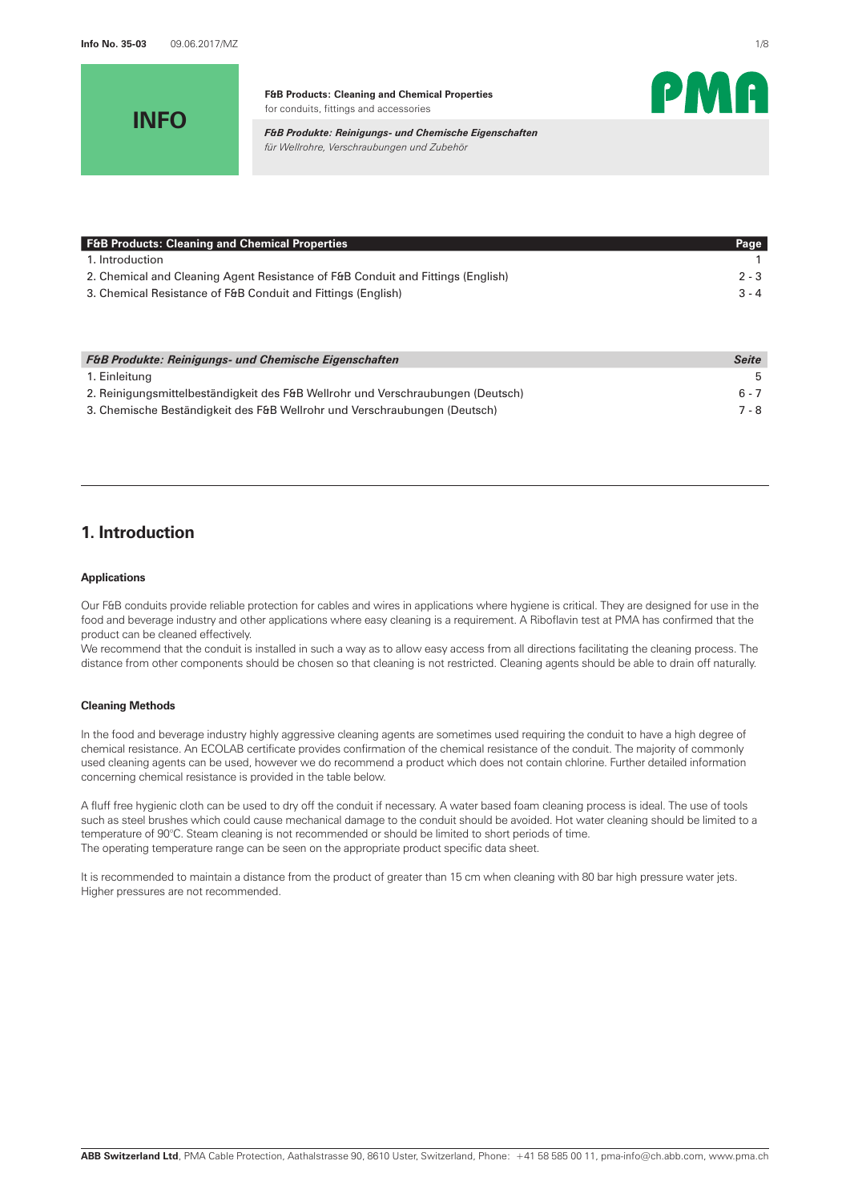**INFO**

**F&B Products: Cleaning and Chemical Properties**
for conduits, fittings and accessories

***F&B Produkte: Reinigungs- und Chemische Eigenschaften***
*für Wellrohre, Verschraubungen und Zubehör*

| F&B Products: Cleaning and Chemical Properties | Page |
|---|---|
| 1. Introduction | 1 |
| 2. Chemical and Cleaning Agent Resistance of F&B Conduit and Fittings (English) | 2 - 3 |
| 3. Chemical Resistance of F&B Conduit and Fittings (English) | 3 - 4 |

| *F&B Produkte: Reinigungs- und Chemische Eigenschaften* | *Seite* |
|---|---|
| 1. Einleitung | 5 |
| 2. Reinigungsmittelbeständigkeit des F&B Wellrohr und Verschraubungen (Deutsch) | 6 - 7 |
| 3. Chemische Beständigkeit des F&B Wellrohr und Verschraubungen (Deutsch) | 7 - 8 |

## 1. Introduction

**Applications**

Our F&B conduits provide reliable protection for cables and wires in applications where hygiene is critical. They are designed for use in the food and beverage industry and other applications where easy cleaning is a requirement. A Riboflavin test at PMA has confirmed that the product can be cleaned effectively.
We recommend that the conduit is installed in such a way as to allow easy access from all directions facilitating the cleaning process. The distance from other components should be chosen so that cleaning is not restricted. Cleaning agents should be able to drain off naturally.

**Cleaning Methods**

In the food and beverage industry highly aggressive cleaning agents are sometimes used requiring the conduit to have a high degree of chemical resistance. An ECOLAB certificate provides confirmation of the chemical resistance of the conduit. The majority of commonly used cleaning agents can be used, however we do recommend a product which does not contain chlorine. Further detailed information concerning chemical resistance is provided in the table below.

A fluff free hygienic cloth can be used to dry off the conduit if necessary. A water based foam cleaning process is ideal. The use of tools such as steel brushes which could cause mechanical damage to the conduit should be avoided. Hot water cleaning should be limited to a temperature of 90°C. Steam cleaning is not recommended or should be limited to short periods of time.
The operating temperature range can be seen on the appropriate product specific data sheet.

It is recommended to maintain a distance from the product of greater than 15 cm when cleaning with 80 bar high pressure water jets. Higher pressures are not recommended.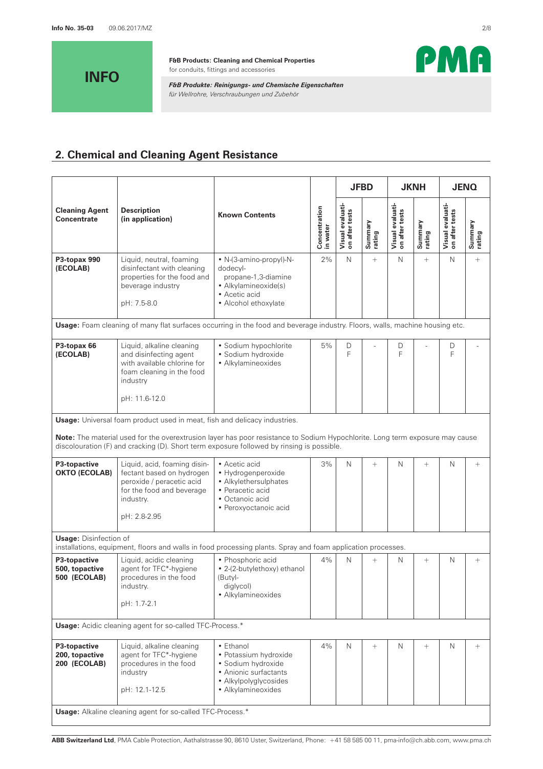**INFO**

**F&B Products: Cleaning and Chemical Properties**
for conduits, fittings and accessories

***F&B Produkte: Reinigungs- und Chemische Eigenschaften***
*für Wellrohre, Verschraubungen und Zubehör*

## 2. Chemical and Cleaning Agent Resistance

| Cleaning Agent Concentrate | Description (in application) | Known Contents | Concentration in water | JFBD | | JKNH | | JENQ | |
|---|---|---|---|---|---|---|---|---|---|
| | | | | Visual evaluation after tests | Summary rating | Visual evaluation after tests | Summary rating | Visual evaluation after tests | Summary rating |
| **P3-topax 990 (ECOLAB)** | Liquid, neutral, foaming disinfectant with cleaning properties for the food and beverage industry<br><br>pH: 7.5-8.0 | • N-(3-amino-propyl)-N-dodecyl-propane-1,3-diamine<br>• Alkylamineoxide(s)<br>• Acetic acid<br>• Alcohol ethoxylate | 2% | N | + | N | + | N | + |
| **Usage:** Foam cleaning of many flat surfaces occurring in the food and beverage industry. Floors, walls, machine housing etc. | | | | | | | | | |
| **P3-topax 66 (ECOLAB)** | Liquid, alkaline cleaning and disinfecting agent with available chlorine for foam cleaning in the food industry<br><br>pH: 11.6-12.0 | • Sodium hypochlorite<br>• Sodium hydroxide<br>• Alkylamineoxides | 5% | D<br>F | - | D<br>F | - | D<br>F | - |
| **Usage:** Universal foam product used in meat, fish and delicacy industries.<br><br>**Note:** The material used for the overextrusion layer has poor resistance to Sodium Hypochlorite. Long term exposure may cause discolouration (F) and cracking (D). Short term exposure followed by rinsing is possible. | | | | | | | | | |
| **P3-topactive OKTO (ECOLAB)** | Liquid, acid, foaming disinfectant based on hydrogen peroxide / peracetic acid for the food and beverage industry.<br><br>pH: 2.8-2.95 | • Acetic acid<br>• Hydrogenperoxide<br>• Alkylethersulphates<br>• Peracetic acid<br>• Octanoic acid<br>• Peroxyoctanoic acid | 3% | N | + | N | + | N | + |
| **Usage:** Disinfection of installations, equipment, floors and walls in food processing plants. Spray and foam application processes. | | | | | | | | | |
| **P3-topactive 500, topactive 500 (ECOLAB)** | Liquid, acidic cleaning agent for TFC*-hygiene procedures in the food industry.<br><br>pH: 1.7-2.1 | • Phosphoric acid<br>• 2-(2-butylethoxy) ethanol (Butyl-diglycol)<br>• Alkylamineoxides | 4% | N | + | N | + | N | + |
| **Usage:** Acidic cleaning agent for so-called TFC-Process.* | | | | | | | | | |
| **P3-topactive 200, topactive 200 (ECOLAB)** | Liquid, alkaline cleaning agent for TFC*-hygiene procedures in the food industry<br><br>pH: 12.1-12.5 | • Ethanol<br>• Potassium hydroxide<br>• Sodium hydroxide<br>• Anionic surfactants<br>• Alkylpolyglycosides<br>• Alkylamineoxides | 4% | N | + | N | + | N | + |
| **Usage:** Alkaline cleaning agent for so-called TFC-Process.* | | | | | | | | | |

**ABB Switzerland Ltd**, PMA Cable Protection, Aathalstrasse 90, 8610 Uster, Switzerland, Phone: +41 58 585 00 11, pma-info@ch.abb.com, www.pma.ch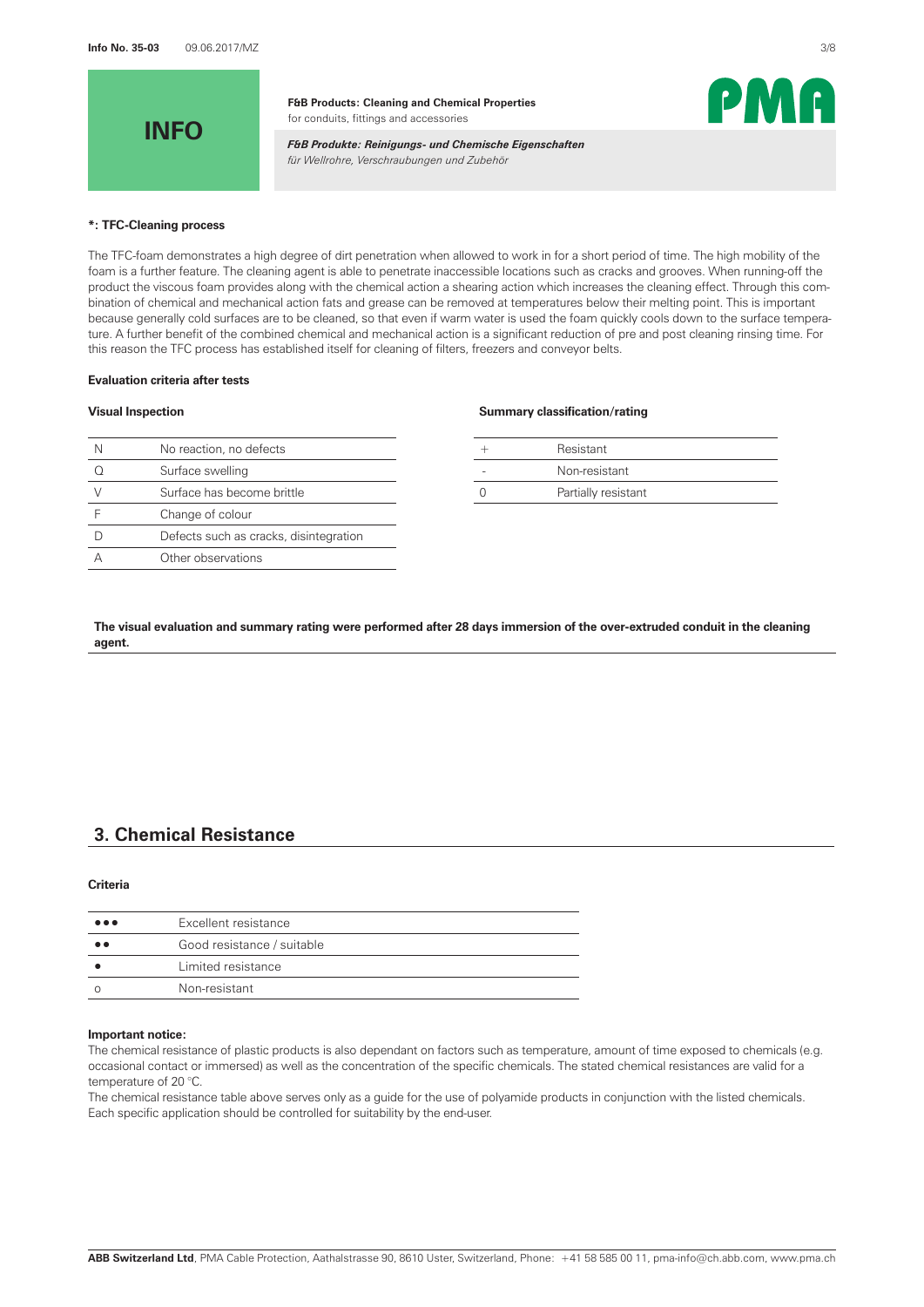**INFO**

**F&B Products: Cleaning and Chemical Properties**
for conduits, fittings and accessories

***F&B Produkte: Reinigungs- und Chemische Eigenschaften***
*für Wellrohre, Verschraubungen und Zubehör*

**\*: TFC-Cleaning process**

The TFC-foam demonstrates a high degree of dirt penetration when allowed to work in for a short period of time. The high mobility of the foam is a further feature. The cleaning agent is able to penetrate inaccessible locations such as cracks and grooves. When running-off the product the viscous foam provides along with the chemical action a shearing action which increases the cleaning effect. Through this combination of chemical and mechanical action fats and grease can be removed at temperatures below their melting point. This is important because generally cold surfaces are to be cleaned, so that even if warm water is used the foam quickly cools down to the surface temperature. A further benefit of the combined chemical and mechanical action is a significant reduction of pre and post cleaning rinsing time. For this reason the TFC process has established itself for cleaning of filters, freezers and conveyor belts.

**Evaluation criteria after tests**

**Visual Inspection**

| | |
|---|---|
| N | No reaction, no defects |
| Q | Surface swelling |
| V | Surface has become brittle |
| F | Change of colour |
| D | Defects such as cracks, disintegration |
| A | Other observations |

**Summary classification/rating**

| | |
|---|---|
| + | Resistant |
| - | Non-resistant |
| 0 | Partially resistant |

**The visual evaluation and summary rating were performed after 28 days immersion of the over-extruded conduit in the cleaning agent.**

## 3. Chemical Resistance

**Criteria**

| | |
|---|---|
| ●●● | Excellent resistance |
| ●● | Good resistance / suitable |
| ● | Limited resistance |
| o | Non-resistant |

**Important notice:**
The chemical resistance of plastic products is also dependant on factors such as temperature, amount of time exposed to chemicals (e.g. occasional contact or immersed) as well as the concentration of the specific chemicals. The stated chemical resistances are valid for a temperature of 20 °C.
The chemical resistance table above serves only as a guide for the use of polyamide products in conjunction with the listed chemicals. Each specific application should be controlled for suitability by the end-user.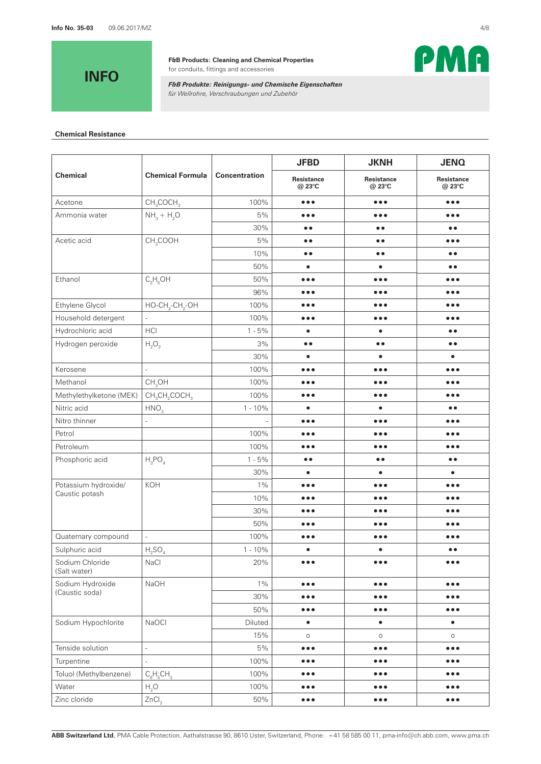**INFO**

**F&B Products: Cleaning and Chemical Properties**
for conduits, fittings and accessories

***F&B Produkte: Reinigungs- und Chemische Eigenschaften***
*für Wellrohre, Verschraubungen und Zubehör*

**Chemical Resistance**

| Chemical | Chemical Formula | Concentration | JFBD Resistance @ 23°C | JKNH Resistance @ 23°C | JENQ Resistance @ 23°C |
|---|---|---|---|---|---|
| Acetone | $CH_3COCH_3$ | 100% | ●●● | ●●● | ●●● |
| Ammonia water | $NH_3 + H_2O$ | 5% | ●●● | ●●● | ●●● |
| | | 30% | ●● | ●● | ●● |
| Acetic acid | $CH_3COOH$ | 5% | ●● | ●● | ●●● |
| | | 10% | ●● | ●● | ●● |
| | | 50% | ● | ● | ●● |
| Ethanol | $C_2H_5OH$ | 50% | ●●● | ●●● | ●●● |
| | | 96% | ●●● | ●●● | ●●● |
| Ethylene Glycol | $HO\text{-}CH_2\text{-}CH_2\text{-}OH$ | 100% | ●●● | ●●● | ●●● |
| Household detergent | - | 100% | ●●● | ●●● | ●●● |
| Hydrochloric acid | HCl | 1 - 5% | ● | ● | ●● |
| Hydrogen peroxide | $H_2O_2$ | 3% | ●● | ●● | ●● |
| | | 30% | ● | ● | ● |
| Kerosene | - | 100% | ●●● | ●●● | ●●● |
| Methanol | $CH_3OH$ | 100% | ●●● | ●●● | ●●● |
| Methylethylketone (MEK) | $CH_3CH_2COCH_3$ | 100% | ●●● | ●●● | ●●● |
| Nitric acid | $HNO_3$ | 1 - 10% | ● | ● | ●● |
| Nitro thinner | - | - | ●●● | ●●● | ●●● |
| Petrol | | 100% | ●●● | ●●● | ●●● |
| Petroleum | . | 100% | ●●● | ●●● | ●●● |
| Phosphoric acid | $H_3PO_4$ | 1 - 5% | ●● | ●● | ●● |
| | | 30% | ● | ● | ● |
| Potassium hydroxide/ Caustic potash | KOH | 1% | ●●● | ●●● | ●●● |
| | | 10% | ●●● | ●●● | ●●● |
| | | 30% | ●●● | ●●● | ●●● |
| | | 50% | ●●● | ●●● | ●●● |
| Quaternary compound | - | 100% | ●●● | ●●● | ●●● |
| Sulphuric acid | $H_2SO_4$ | 1 - 10% | ● | ● | ●● |
| Sodium Chloride (Salt water) | NaCl | 20% | ●●● | ●●● | ●●● |
| Sodium Hydroxide (Caustic soda) | NaOH | 1% | ●●● | ●●● | ●●● |
| | | 30% | ●●● | ●●● | ●●● |
| | | 50% | ●●● | ●●● | ●●● |
| Sodium Hypochlorite | NaOCl | Diluted | ● | ● | ● |
| | | 15% | ○ | ○ | ○ |
| Tenside solution | - | 5% | ●●● | ●●● | ●●● |
| Turpentine | - | 100% | ●●● | ●●● | ●●● |
| Toluol (Methylbenzene) | $C_6H_5CH_3$ | 100% | ●●● | ●●● | ●●● |
| Water | $H_2O$ | 100% | ●●● | ●●● | ●●● |
| Zinc cloride | $ZnCl_2$ | 50% | ●●● | ●●● | ●●● |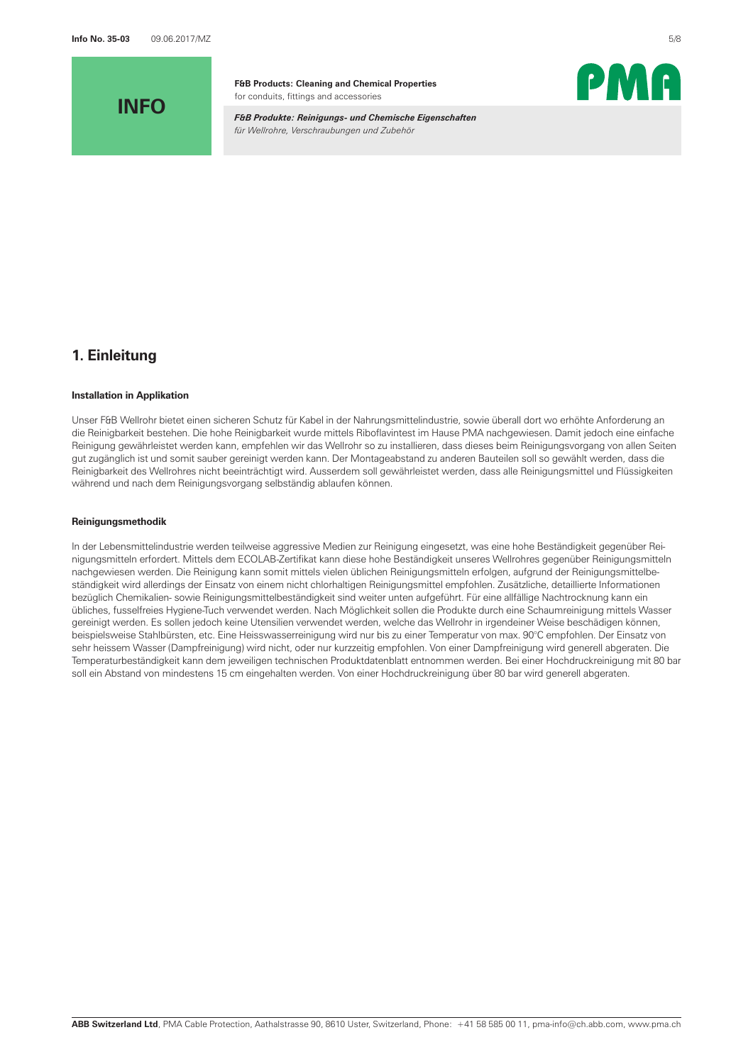# 1. Einleitung

### Installation in Applikation

Unser F&B Wellrohr bietet einen sicheren Schutz für Kabel in der Nahrungsmittelindustrie, sowie überall dort wo erhöhte Anforderung an die Reinigbarkeit bestehen. Die hohe Reinigbarkeit wurde mittels Riboflavintest im Hause PMA nachgewiesen. Damit jedoch eine einfache Reinigung gewährleistet werden kann, empfehlen wir das Wellrohr so zu installieren, dass dieses beim Reinigungsvorgang von allen Seiten gut zugänglich ist und somit sauber gereinigt werden kann. Der Montageabstand zu anderen Bauteilen soll so gewählt werden, dass die Reinigbarkeit des Wellrohres nicht beeinträchtigt wird. Ausserdem soll gewährleistet werden, dass alle Reinigungsmittel und Flüssigkeiten während und nach dem Reinigungsvorgang selbständig ablaufen können.

### Reinigungsmethodik

In der Lebensmittelindustrie werden teilweise aggressive Medien zur Reinigung eingesetzt, was eine hohe Beständigkeit gegenüber Reinigungsmitteln erfordert. Mittels dem ECOLAB-Zertifikat kann diese hohe Beständigkeit unseres Wellrohres gegenüber Reinigungsmitteln nachgewiesen werden. Die Reinigung kann somit mittels vielen üblichen Reinigungsmitteln erfolgen, aufgrund der Reinigungsmittelbeständigkeit wird allerdings der Einsatz von einem nicht chlorhaltigen Reinigungsmittel empfohlen. Zusätzliche, detaillierte Informationen bezüglich Chemikalien- sowie Reinigungsmittelbeständigkeit sind weiter unten aufgeführt. Für eine allfällige Nachtrocknung kann ein übliches, fusselfreies Hygiene-Tuch verwendet werden. Nach Möglichkeit sollen die Produkte durch eine Schaumreinigung mittels Wasser gereinigt werden. Es sollen jedoch keine Utensilien verwendet werden, welche das Wellrohr in irgendeiner Weise beschädigen können, beispielsweise Stahlbürsten, etc. Eine Heisswasserreinigung wird nur bis zu einer Temperatur von max. 90°C empfohlen. Der Einsatz von sehr heissem Wasser (Dampfreinigung) wird nicht, oder nur kurzzeitig empfohlen. Von einer Dampfreinigung wird generell abgeraten. Die Temperaturbeständigkeit kann dem jeweiligen technischen Produktdatenblatt entnommen werden. Bei einer Hochdruckreinigung mit 80 bar soll ein Abstand von mindestens 15 cm eingehalten werden. Von einer Hochdruckreinigung über 80 bar wird generell abgeraten.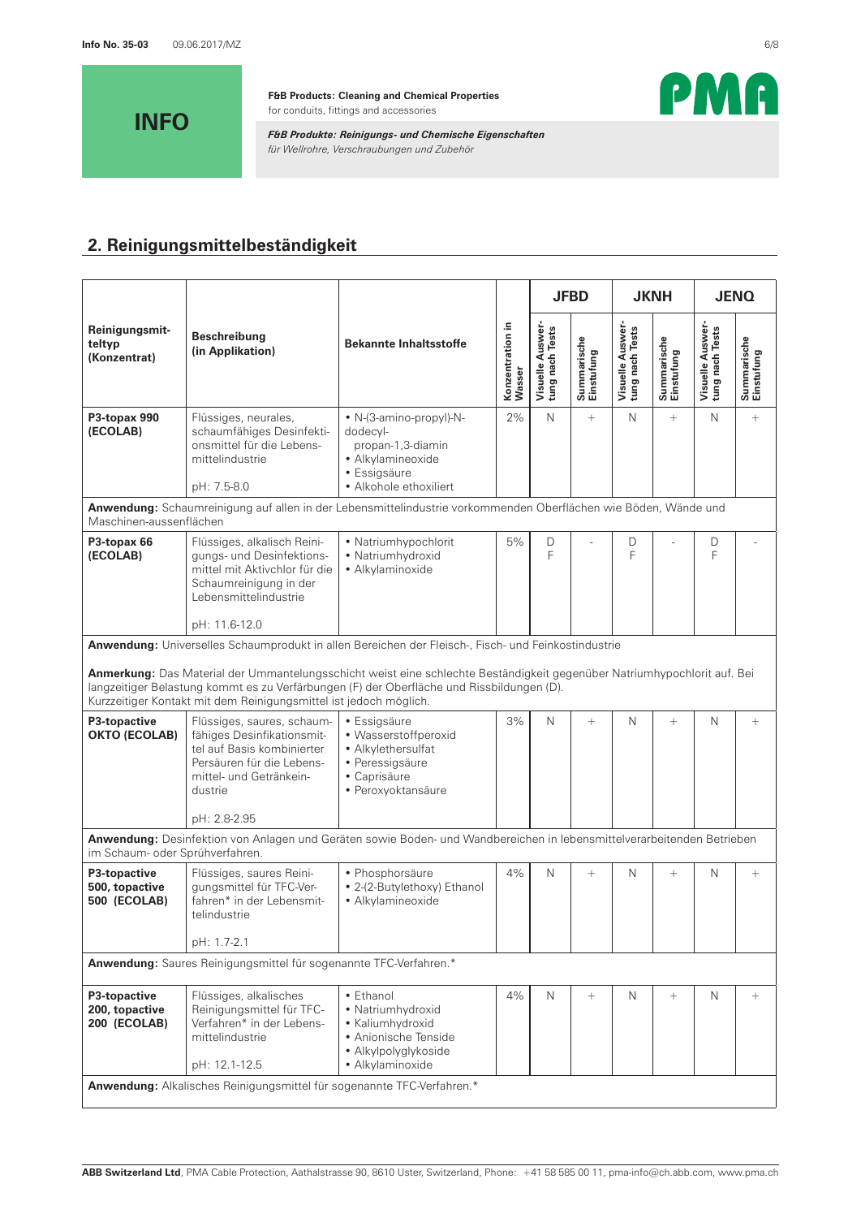**INFO**

**F&B Products: Cleaning and Chemical Properties**
for conduits, fittings and accessories

***F&B Produkte: Reinigungs- und Chemische Eigenschaften***
*für Wellrohre, Verschraubungen und Zubehör*

## 2. Reinigungsmittelbeständigkeit

| Reinigungsmittelyp (Konzentrat) | Beschreibung (in Applikation) | Bekannte Inhaltsstoffe | Konzentration in Wasser | JFBD | | JKNH | | JENQ | |
|---|---|---|---|---|---|---|---|---|---|
| | | | | Visuelle Auswertung nach Tests | Summarische Einstufung | Visuelle Auswertung nach Tests | Summarische Einstufung | Visuelle Auswertung nach Tests | Summarische Einstufung |
| **P3-topax 990 (ECOLAB)** | Flüssiges, neurales, schaumfähiges Desinfektionsmittel für die Lebensmittelindustrie<br><br>pH: 7.5-8.0 | • N-(3-amino-propyl)-N-dodecyl-propan-1,3-diamin<br>• Alkylamineoxide<br>• Essigsäure<br>• Alkohole ethoxiliert | 2% | N | + | N | + | N | + |
| **Anwendung:** Schaumreinigung auf allen in der Lebensmittelindustrie vorkommenden Oberflächen wie Böden, Wände und Maschinen-aussenflächen | | | | | | | | | |
| **P3-topax 66 (ECOLAB)** | Flüssiges, alkalisch Reinigungs- und Desinfektionsmittel mit Aktivchlor für die Schaumreinigung in der Lebensmittelindustrie<br><br>pH: 11.6-12.0 | • Natriumhypochlorit<br>• Natriumhydroxid<br>• Alkylaminoxide | 5% | D<br>F | - | D<br>F | - | D<br>F | - |
| **Anwendung:** Universelles Schaumprodukt in allen Bereichen der Fleisch-, Fisch- und Feinkostindustrie<br><br>**Anmerkung:** Das Material der Ummantelungsschicht weist eine schlechte Beständigkeit gegenüber Natriumhypochlorit auf. Bei langzeitiger Belastung kommt es zu Verfärbungen (F) der Oberfläche und Rissbildungen (D). Kurzzeitiger Kontakt mit dem Reinigungsmittel ist jedoch möglich. | | | | | | | | | |
| **P3-topactive OKTO (ECOLAB)** | Flüssiges, saures, schaumfähiges Desinfikationsmittel auf Basis kombinierter Persäuren für die Lebensmittel- und Getränkeindustrie<br><br>pH: 2.8-2.95 | • Essigsäure<br>• Wasserstoffperoxid<br>• Alkylethersulfat<br>• Peressigsäure<br>• Caprisäure<br>• Peroxyoktansäure | 3% | N | + | N | + | N | + |
| **Anwendung:** Desinfektion von Anlagen und Geräten sowie Boden- und Wandbereichen in lebensmittelverarbeitenden Betrieben im Schaum- oder Sprühverfahren. | | | | | | | | | |
| **P3-topactive 500, topactive 500 (ECOLAB)** | Flüssiges, saures Reinigungsmittel für TFC-Verfahren* in der Lebensmittelindustrie<br><br>pH: 1.7-2.1 | • Phosphorsäure<br>• 2-(2-Butylethoxy) Ethanol<br>• Alkylamineoxide | 4% | N | + | N | + | N | + |
| **Anwendung:** Saures Reinigungsmittel für sogenannte TFC-Verfahren.* | | | | | | | | | |
| **P3-topactive 200, topactive 200 (ECOLAB)** | Flüssiges, alkalisches Reinigungsmittel für TFC-Verfahren* in der Lebensmittelindustrie<br><br>pH: 12.1-12.5 | • Ethanol<br>• Natriumhydroxid<br>• Kaliumhydroxid<br>• Anionische Tenside<br>• Alkylpolyglykoside<br>• Alkylaminoxide | 4% | N | + | N | + | N | + |
| **Anwendung:** Alkalisches Reinigungsmittel für sogenannte TFC-Verfahren.* | | | | | | | | | |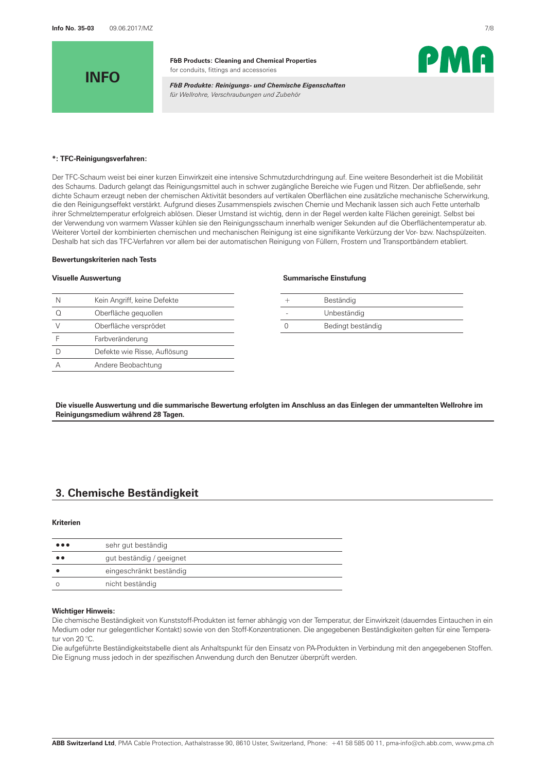**\*: TFC-Reinigungsverfahren:**

Der TFC-Schaum weist bei einer kurzen Einwirkzeit eine intensive Schmutzdurchdringung auf. Eine weitere Besonderheit ist die Mobilität des Schaums. Dadurch gelangt das Reinigungsmittel auch in schwer zugängliche Bereiche wie Fugen und Ritzen. Der abfließende, sehr dichte Schaum erzeugt neben der chemischen Aktivität besonders auf vertikalen Oberflächen eine zusätzliche mechanische Scherwirkung, die den Reinigungseffekt verstärkt. Aufgrund dieses Zusammenspiels zwischen Chemie und Mechanik lassen sich auch Fette unterhalb ihrer Schmelztemperatur erfolgreich ablösen. Dieser Umstand ist wichtig, denn in der Regel werden kalte Flächen gereinigt. Selbst bei der Verwendung von warmem Wasser kühlen sie den Reinigungsschaum innerhalb weniger Sekunden auf die Oberflächentemperatur ab. Weiterer Vorteil der kombinierten chemischen und mechanischen Reinigung ist eine signifikante Verkürzung der Vor- bzw. Nachspülzeiten. Deshalb hat sich das TFC-Verfahren vor allem bei der automatischen Reinigung von Füllern, Frostern und Transportbändern etabliert.

**Bewertungskriterien nach Tests**

**Visuelle Auswertung**

| | |
|---|---|
| N | Kein Angriff, keine Defekte |
| Q | Oberfläche gequollen |
| V | Oberfläche versprödet |
| F | Farbveränderung |
| D | Defekte wie Risse, Auflösung |
| A | Andere Beobachtung |

**Summarische Einstufung**

| | |
|---|---|
| + | Beständig |
| - | Unbeständig |
| 0 | Bedingt beständig |

**Die visuelle Auswertung und die summarische Bewertung erfolgten im Anschluss an das Einlegen der ummantelten Wellrohre im Reinigungsmedium während 28 Tagen.**

## 3. Chemische Beständigkeit

**Kriterien**

| | |
|---|---|
| ●●● | sehr gut beständig |
| ●● | gut beständig / geeignet |
| ● | eingeschränkt beständig |
| ○ | nicht beständig |

**Wichtiger Hinweis:**

Die chemische Beständigkeit von Kunststoff-Produkten ist ferner abhängig von der Temperatur, der Einwirkzeit (dauerndes Eintauchen in ein Medium oder nur gelegentlicher Kontakt) sowie von den Stoff-Konzentrationen. Die angegebenen Beständigkeiten gelten für eine Temperatur von 20 °C.

Die aufgeführte Beständigkeitstabelle dient als Anhaltspunkt für den Einsatz von PA-Produkten in Verbindung mit den angegebenen Stoffen. Die Eignung muss jedoch in der spezifischen Anwendung durch den Benutzer überprüft werden.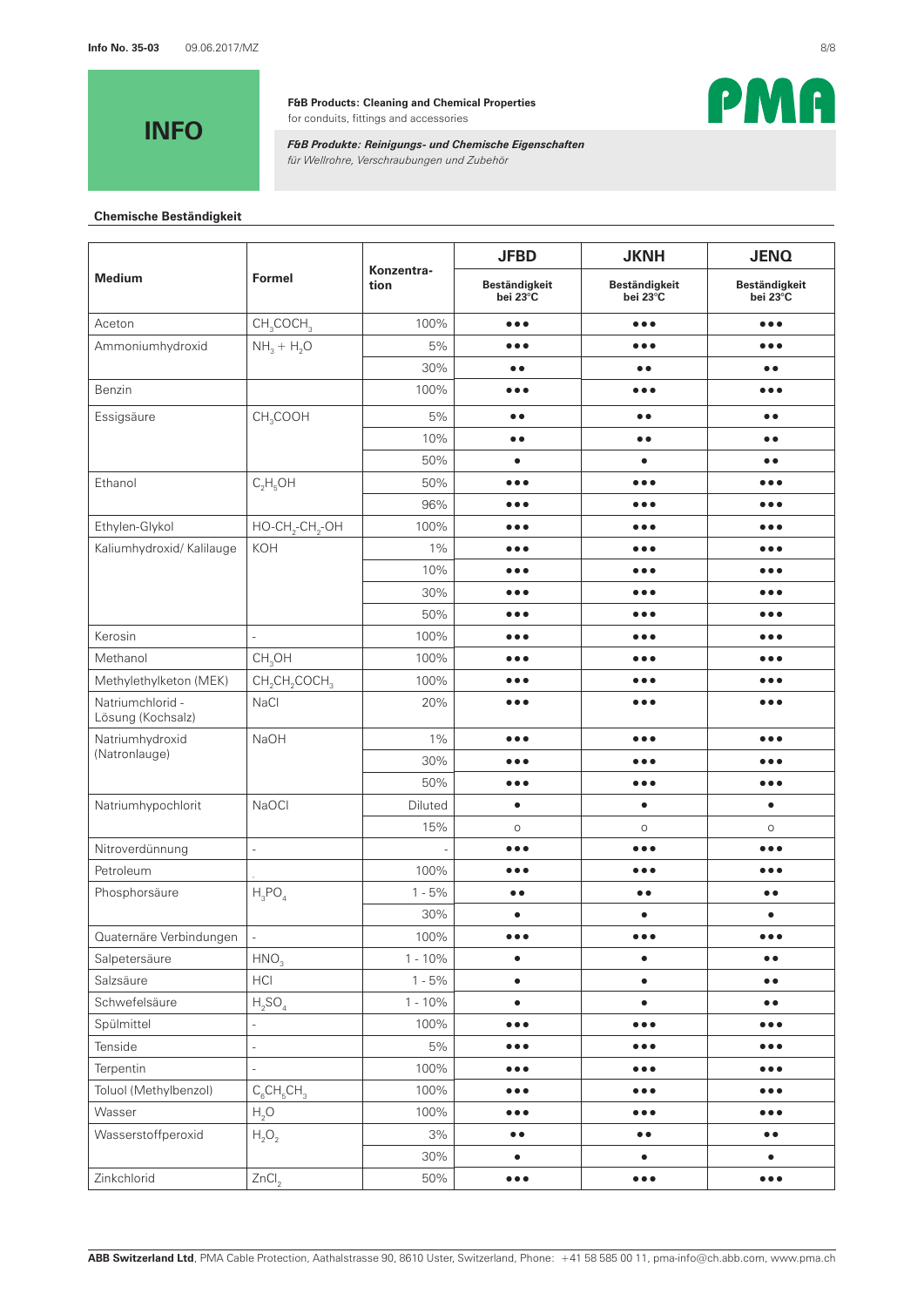# INFO

**F&B Products: Cleaning and Chemical Properties**
for conduits, fittings and accessories

***F&B Produkte: Reinigungs- und Chemische Eigenschaften***
*für Wellrohre, Verschraubungen und Zubehör*

**Chemische Beständigkeit**

| Medium | Formel | Konzentration | JFBD Beständigkeit bei 23°C | JKNH Beständigkeit bei 23°C | JENQ Beständigkeit bei 23°C |
|---|---|---|---|---|---|
| Aceton | $CH_3COCH_3$ | 100% | ●●● | ●●● | ●●● |
| Ammoniumhydroxid | $NH_3 + H_2O$ | 5% | ●●● | ●●● | ●●● |
| | | 30% | ●● | ●● | ●● |
| Benzin | | 100% | ●●● | ●●● | ●●● |
| Essigsäure | $CH_3COOH$ | 5% | ●● | ●● | ●● |
| | | 10% | ●● | ●● | ●● |
| | | 50% | ● | ● | ●● |
| Ethanol | $C_2H_5OH$ | 50% | ●●● | ●●● | ●●● |
| | | 96% | ●●● | ●●● | ●●● |
| Ethylen-Glykol | $HO\text{-}CH_2\text{-}CH_2\text{-}OH$ | 100% | ●●● | ●●● | ●●● |
| Kaliumhydroxid/ Kalilauge | KOH | 1% | ●●● | ●●● | ●●● |
| | | 10% | ●●● | ●●● | ●●● |
| | | 30% | ●●● | ●●● | ●●● |
| | | 50% | ●●● | ●●● | ●●● |
| Kerosin | - | 100% | ●●● | ●●● | ●●● |
| Methanol | $CH_3OH$ | 100% | ●●● | ●●● | ●●● |
| Methylethylketon (MEK) | $CH_3CH_2COCH_3$ | 100% | ●●● | ●●● | ●●● |
| Natriumchlorid - Lösung (Kochsalz) | NaCl | 20% | ●●● | ●●● | ●●● |
| Natriumhydroxid (Natronlauge) | NaOH | 1% | ●●● | ●●● | ●●● |
| | | 30% | ●●● | ●●● | ●●● |
| | | 50% | ●●● | ●●● | ●●● |
| Natriumhypochlorit | NaOCl | Diluted | ● | ● | ● |
| | | 15% | ○ | ○ | ○ |
| Nitroverdünnung | - | - | ●●● | ●●● | ●●● |
| Petroleum | - | 100% | ●●● | ●●● | ●●● |
| Phosphorsäure | $H_3PO_4$ | 1 - 5% | ●● | ●● | ●● |
| | | 30% | ● | ● | ● |
| Quaternäre Verbindungen | - | 100% | ●●● | ●●● | ●●● |
| Salpetersäure | $HNO_3$ | 1 - 10% | ● | ● | ●● |
| Salzsäure | HCl | 1 - 5% | ● | ● | ●● |
| Schwefelsäure | $H_2SO_4$ | 1 - 10% | ● | ● | ●● |
| Spülmittel | - | 100% | ●●● | ●●● | ●●● |
| Tenside | - | 5% | ●●● | ●●● | ●●● |
| Terpentin | - | 100% | ●●● | ●●● | ●●● |
| Toluol (Methylbenzol) | $C_6CH_5CH_3$ | 100% | ●●● | ●●● | ●●● |
| Wasser | $H_2O$ | 100% | ●●● | ●●● | ●●● |
| Wasserstoffperoxid | $H_2O_2$ | 3% | ●● | ●● | ●● |
| | | 30% | ● | ● | ● |
| Zinkchlorid | $ZnCl_2$ | 50% | ●●● | ●●● | ●●● |

**ABB Switzerland Ltd**, PMA Cable Protection, Aathalstrasse 90, 8610 Uster, Switzerland, Phone: +41 58 585 00 11, pma-info@ch.abb.com, www.pma.ch